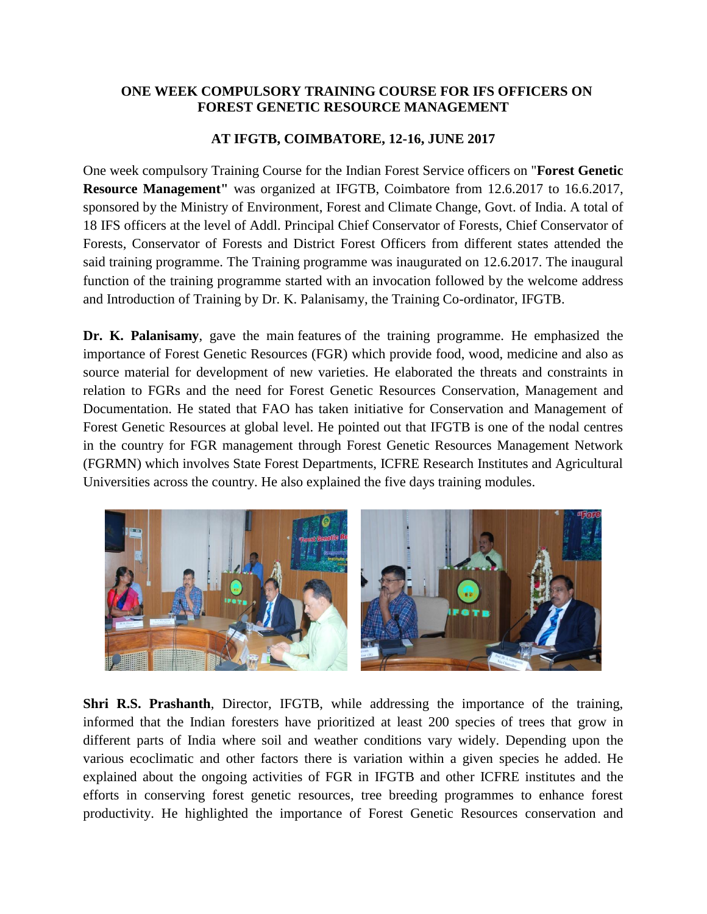**ONE WEEK COMPULSORY TRAINING COURSE FOR IFS OFFICERS ON FOREST GENETIC RESOURCE MANAGEMENT**

**AT IFGTB, COIMBATORE, 12-16, JUNE 2017**

One week compulsory Training Course for the Indian Forest Service officers on "**Forest Genetic Resource Management"** was organized at IFGTB, Coimbatore from 12.6.2017 to 16.6.2017, sponsored by the Ministry of Environment, Forest and Climate Change, Govt. of India. A total of 18 IFS officers at the level of Addl. Principal Chief Conservator of Forests, Chief Conservator of Forests, Conservator of Forests and District Forest Officers from different states attended the said training programme. The Training programme was inaugurated on 12.6.2017. The inaugural function of the training programme started with an invocation followed by the welcome address and Introduction of Training by Dr. K. Palanisamy, the Training Co-ordinator, IFGTB.

**Dr. K. Palanisamy**, gave the main features of the training programme. He emphasized the importance of Forest Genetic Resources (FGR) which provide food, wood, medicine and also as source material for development of new varieties. He elaborated the threats and constraints in relation to FGRs and the need for Forest Genetic Resources Conservation, Management and Documentation. He stated that FAO has taken initiative for Conservation and Management of Forest Genetic Resources at global level. He pointed out that IFGTB is one of the nodal centres in the country for FGR management through Forest Genetic Resources Management Network (FGRMN) which involves State Forest Departments, ICFRE Research Institutes and Agricultural Universities across the country. He also explained the five days training modules.

**Shri R.S. Prashanth**, Director, IFGTB, while addressing the importance of the training, informed that the Indian foresters have prioritized at least 200 species of trees that grow in different parts of India where soil and weather conditions vary widely. Depending upon the various ecoclimatic and other factors there is variation within a given species he added. He explained about the ongoing activities of FGR in IFGTB and other ICFRE institutes and the efforts in conserving forest genetic resources, tree breeding programmes to enhance forest productivity. He highlighted the importance of Forest Genetic Resources conservation and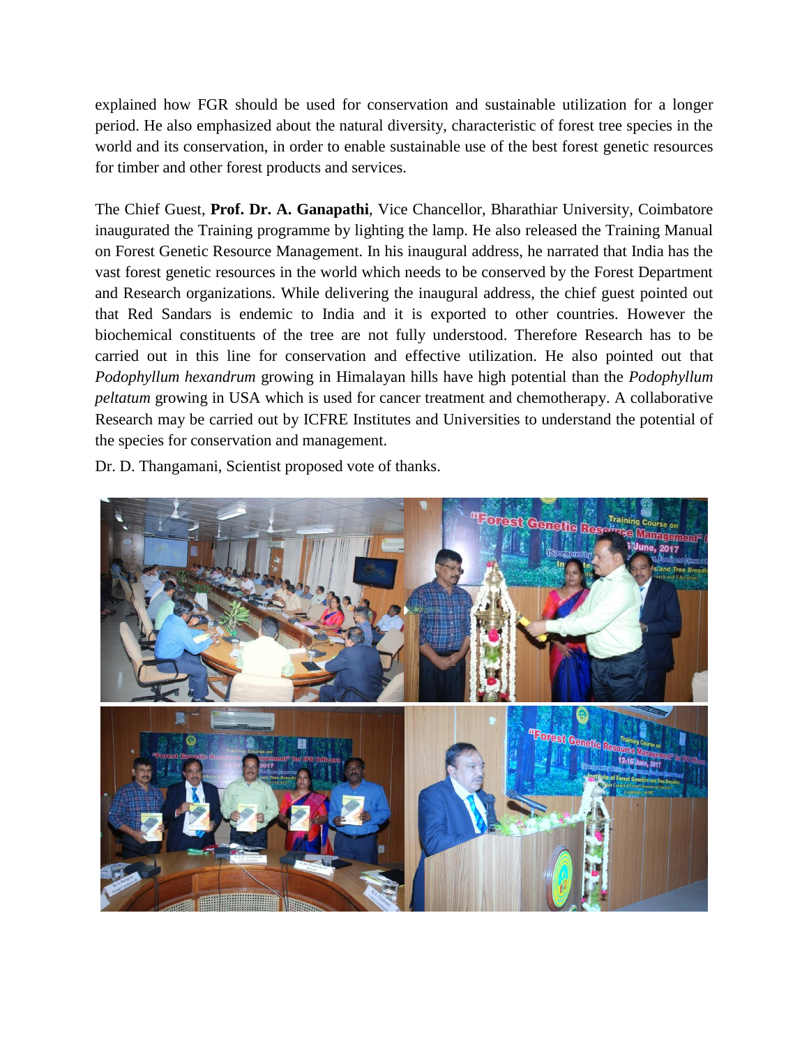explained how FGR should be used for conservation and sustainable utilization for a longer period. He also emphasized about the natural diversity, characteristic of forest tree species in the world and its conservation, in order to enable sustainable use of the best forest genetic resources for timber and other forest products and services.

The Chief Guest, **Prof. Dr. A. Ganapathi**, Vice Chancellor, Bharathiar University, Coimbatore inaugurated the Training programme by lighting the lamp. He also released the Training Manual on Forest Genetic Resource Management. In his inaugural address, he narrated that India has the vast forest genetic resources in the world which needs to be conserved by the Forest Department and Research organizations. While delivering the inaugural address, the chief guest pointed out that Red Sandars is endemic to India and it is exported to other countries. However the biochemical constituents of the tree are not fully understood. Therefore Research has to be carried out in this line for conservation and effective utilization. He also pointed out that *Podophyllum hexandrum* growing in Himalayan hills have high potential than the *Podophyllum peltatum* growing in USA which is used for cancer treatment and chemotherapy. A collaborative Research may be carried out by ICFRE Institutes and Universities to understand the potential of the species for conservation and management.

Dr. D. Thangamani, Scientist proposed vote of thanks.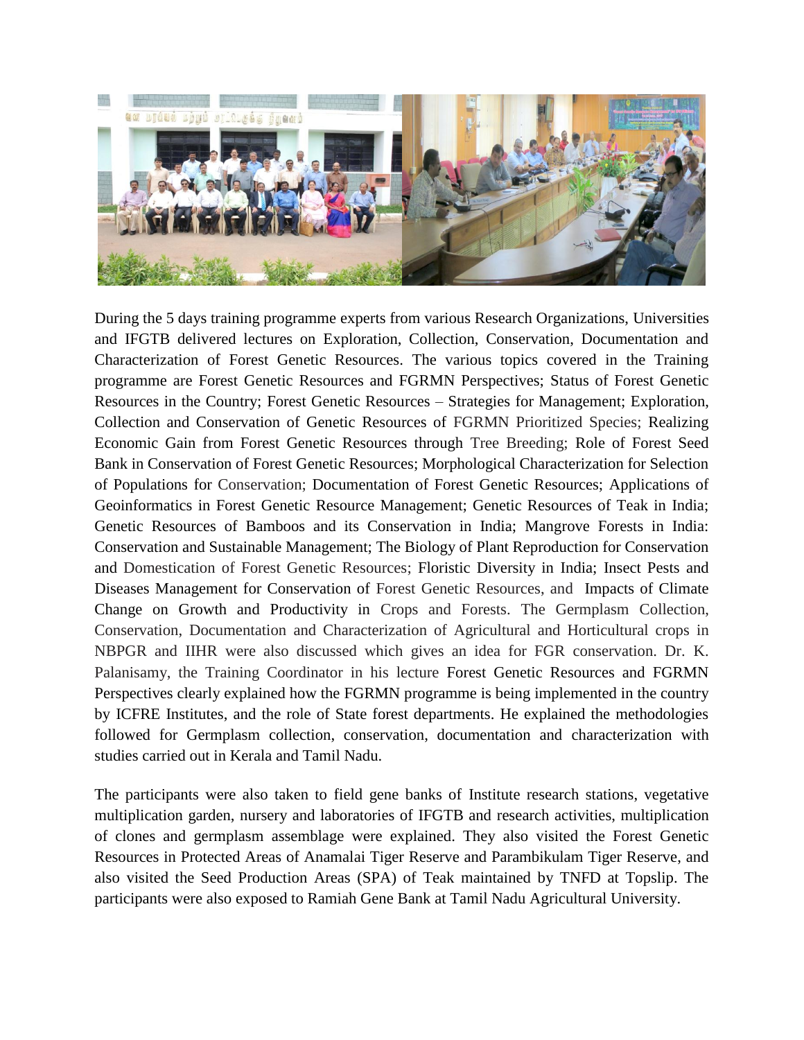During the 5 days training programme experts from various Research Organizations, Universities and IFGTB delivered lectures on Exploration, Collection, Conservation, Documentation and Characterization of Forest Genetic Resources. The various topics covered in the Training programme are Forest Genetic Resources and FGRMN Perspectives; Status of Forest Genetic Resources in the Country; Forest Genetic Resources – Strategies for Management; Exploration, Collection and Conservation of Genetic Resources of FGRMN Prioritized Species; Realizing Economic Gain from Forest Genetic Resources through Tree Breeding; Role of Forest Seed Bank in Conservation of Forest Genetic Resources; Morphological Characterization for Selection of Populations for Conservation; Documentation of Forest Genetic Resources; Applications of Geoinformatics in Forest Genetic Resource Management; Genetic Resources of Teak in India; Genetic Resources of Bamboos and its Conservation in India; Mangrove Forests in India: Conservation and Sustainable Management; The Biology of Plant Reproduction for Conservation and Domestication of Forest Genetic Resources; Floristic Diversity in India; Insect Pests and Diseases Management for Conservation of Forest Genetic Resources, and Impacts of Climate Change on Growth and Productivity in Crops and Forests. The Germplasm Collection, Conservation, Documentation and Characterization of Agricultural and Horticultural crops in NBPGR and IIHR were also discussed which gives an idea for FGR conservation. Dr. K. Palanisamy, the Training Coordinator in his lecture Forest Genetic Resources and FGRMN Perspectives clearly explained how the FGRMN programme is being implemented in the country by ICFRE Institutes, and the role of State forest departments. He explained the methodologies followed for Germplasm collection, conservation, documentation and characterization with studies carried out in Kerala and Tamil Nadu.

The participants were also taken to field gene banks of Institute research stations, vegetative multiplication garden, nursery and laboratories of IFGTB and research activities, multiplication of clones and germplasm assemblage were explained. They also visited the Forest Genetic Resources in Protected Areas of Anamalai Tiger Reserve and Parambikulam Tiger Reserve, and also visited the Seed Production Areas (SPA) of Teak maintained by TNFD at Topslip. The participants were also exposed to Ramiah Gene Bank at Tamil Nadu Agricultural University.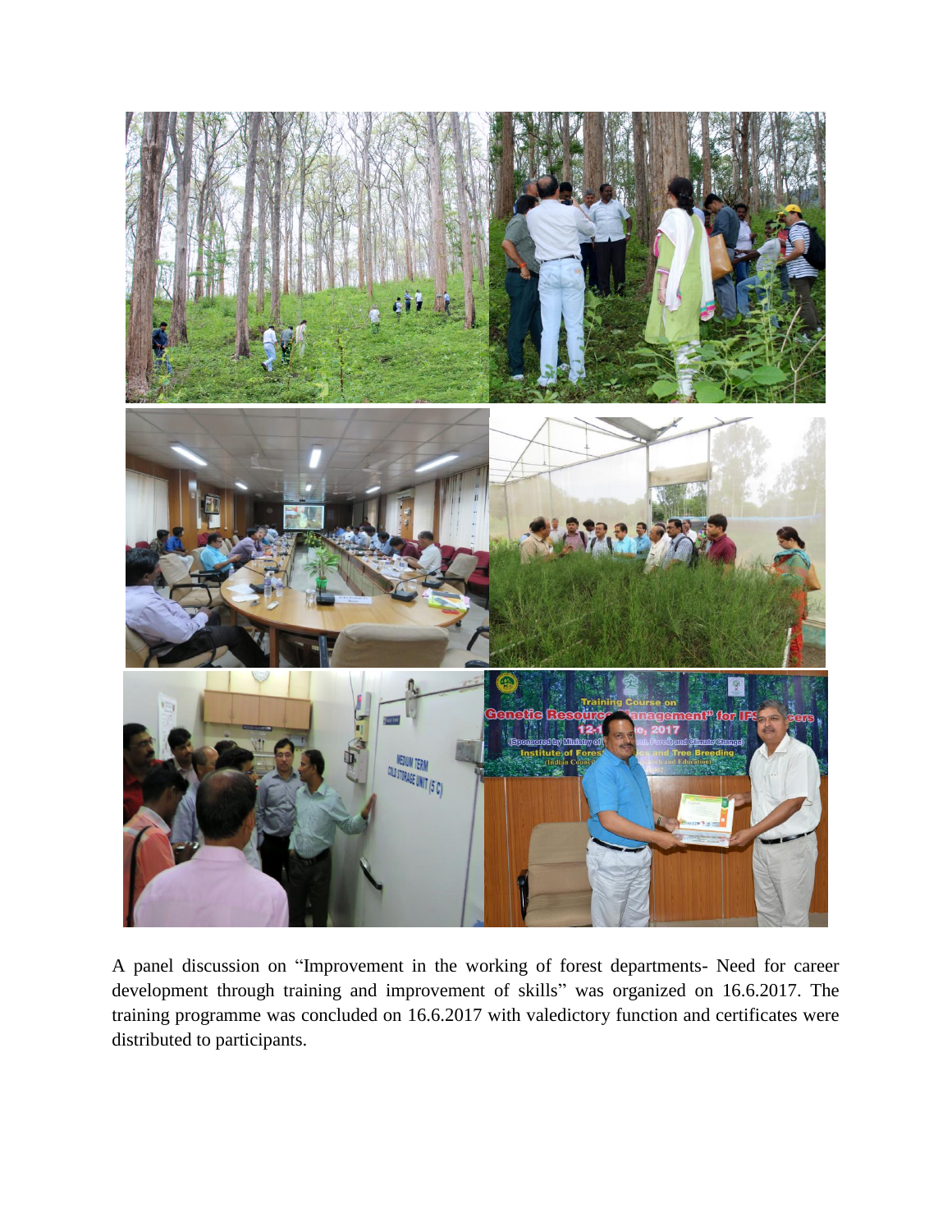A panel discussion on "Improvement in the working of forest departments- Need for career development through training and improvement of skills" was organized on 16.6.2017. The training programme was concluded on 16.6.2017 with valedictory function and certificates were distributed to participants.